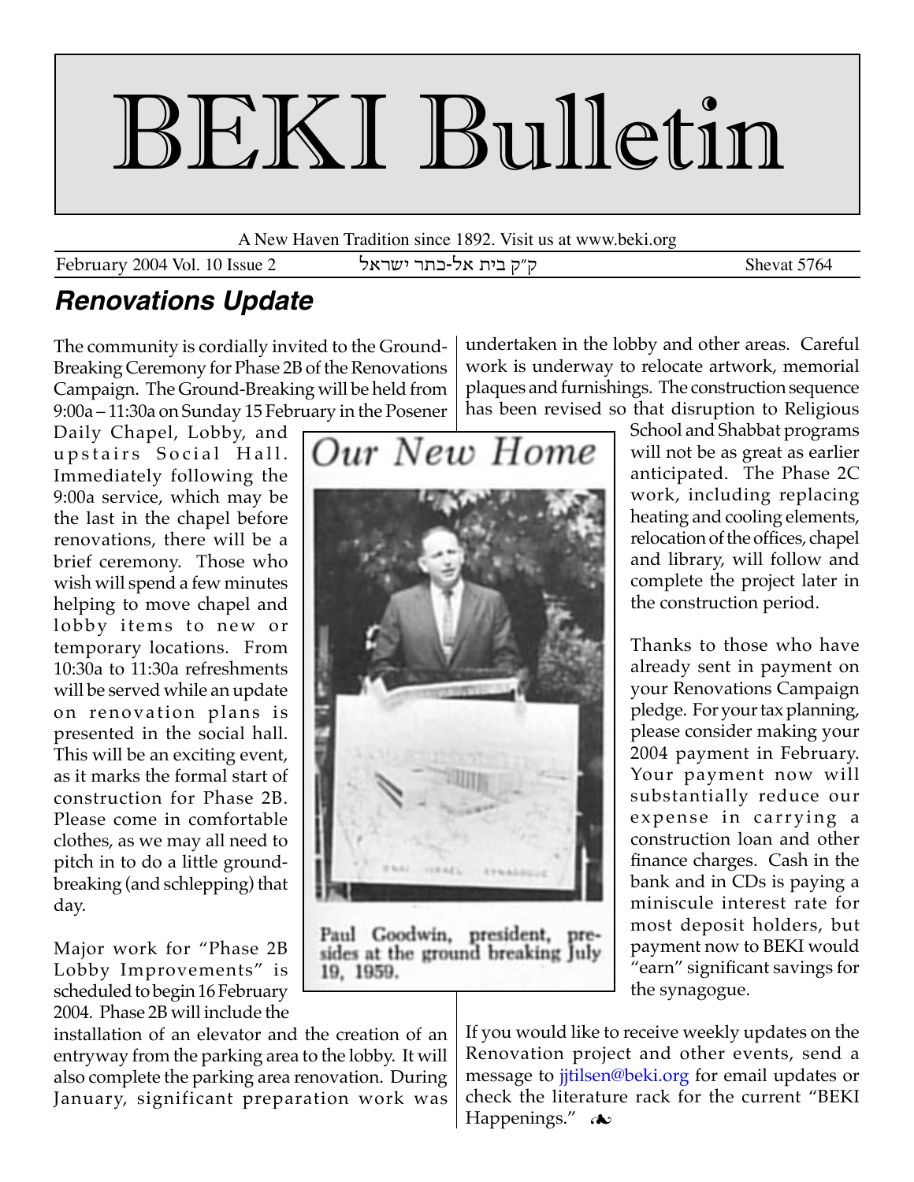# BEKI Bulletin

A New Haven Tradition since 1892. Visit us at www.beki.org

February 2004 Vol. 10 Issue 2 — ק״ק בית אל-כתר ישראל — Shevat 5764

## *Renovations Update*

The community is cordially invited to the Ground-Breaking Ceremony for Phase 2B of the Renovations Campaign. The Ground-Breaking will be held from 9:00a – 11:30a on Sunday 15 February in the Posener Daily Chapel, Lobby, and upstairs Social Hall. Immediately following the 9:00a service, which may be the last in the chapel before renovations, there will be a brief ceremony. Those who wish will spend a few minutes helping to move chapel and lobby items to new or temporary locations. From 10:30a to 11:30a refreshments will be served while an update on renovation plans is presented in the social hall. This will be an exciting event, as it marks the formal start of construction for Phase 2B. Please come in comfortable clothes, as we may all need to pitch in to do a little ground-breaking (and schlepping) that day.

Major work for "Phase 2B Lobby Improvements" is scheduled to begin 16 February 2004. Phase 2B will include the installation of an elevator and the creation of an entryway from the parking area to the lobby. It will also complete the parking area renovation. During January, significant preparation work was undertaken in the lobby and other areas. Careful work is underway to relocate artwork, memorial plaques and furnishings. The construction sequence has been revised so that disruption to Religious School and Shabbat programs will not be as great as earlier anticipated. The Phase 2C work, including replacing heating and cooling elements, relocation of the offices, chapel and library, will follow and complete the project later in the construction period.

*Our New Home*

Paul Goodwin, president, presides at the ground breaking July 19, 1959.

Thanks to those who have already sent in payment on your Renovations Campaign pledge. For your tax planning, please consider making your 2004 payment in February. Your payment now will substantially reduce our expense in carrying a construction loan and other finance charges. Cash in the bank and in CDs is paying a miniscule interest rate for most deposit holders, but payment now to BEKI would "earn" significant savings for the synagogue.

If you would like to receive weekly updates on the Renovation project and other events, send a message to jjtilsen@beki.org for email updates or check the literature rack for the current "BEKI Happenings." ☙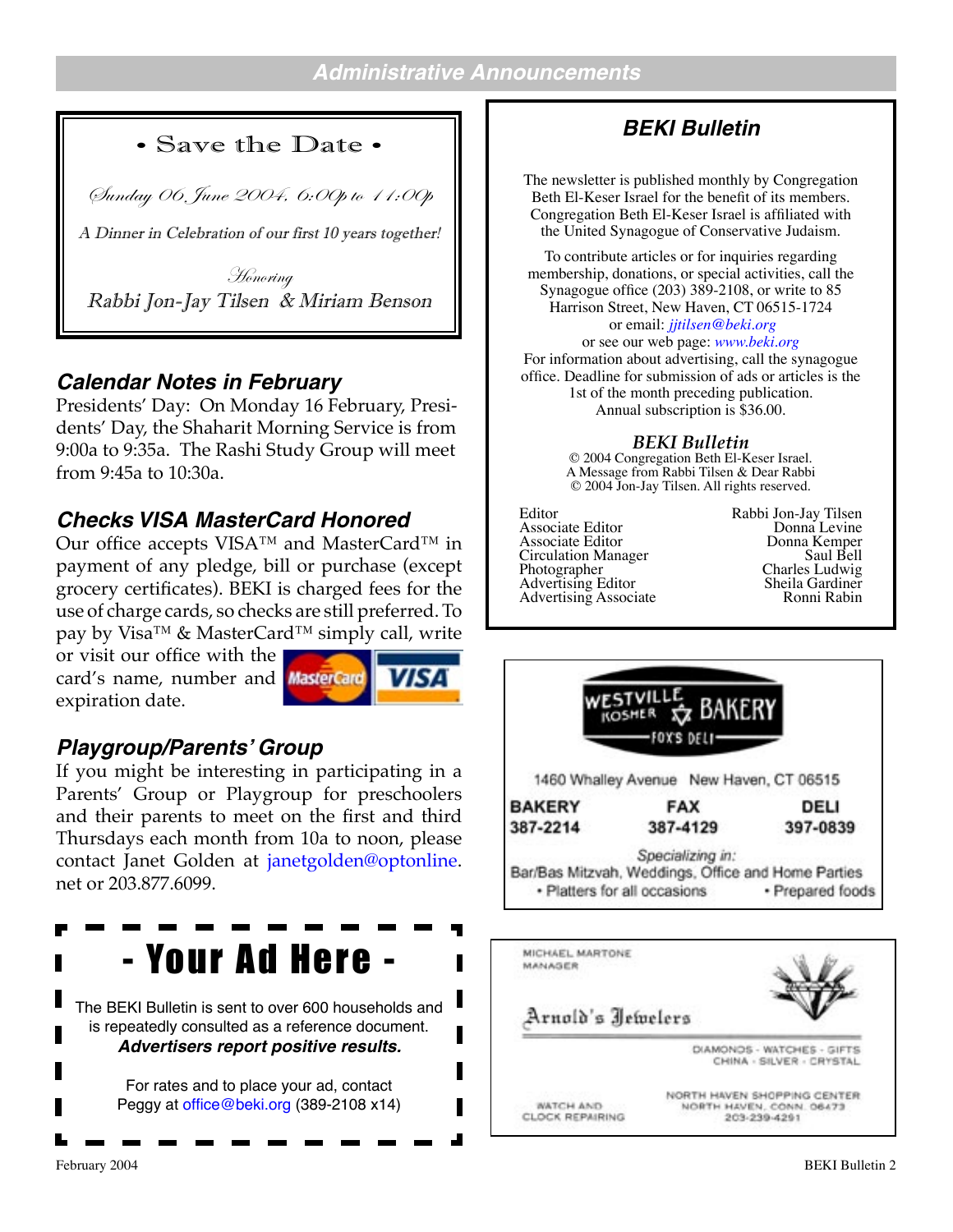## Administrative Announcements

**• Save the Date •**

*Sunday 06 June 2004, 6:00p to 11:00p*

*A Dinner in Celebration of our first 10 years together!*

*Honoring*

*Rabbi Jon-Jay Tilsen & Miriam Benson*

### Calendar Notes in February

Presidents' Day: On Monday 16 February, Presidents' Day, the Shaharit Morning Service is from 9:00a to 9:35a. The Rashi Study Group will meet from 9:45a to 10:30a.

### Checks VISA MasterCard Honored

Our office accepts VISA™ and MasterCard™ in payment of any pledge, bill or purchase (except grocery certificates). BEKI is charged fees for the use of charge cards, so checks are still preferred. To pay by Visa™ & MasterCard™ simply call, write or visit our office with the card's name, number and expiration date.

### Playgroup/Parents' Group

If you might be interesting in participating in a Parents' Group or Playgroup for preschoolers and their parents to meet on the first and third Thursdays each month from 10a to noon, please contact Janet Golden at janetgolden@optonline.net or 203.877.6099.

## - Your Ad Here -

The BEKI Bulletin is sent to over 600 households and is repeatedly consulted as a reference document.
***Advertisers report positive results.***

For rates and to place your ad, contact Peggy at office@beki.org (389-2108 x14)

### *BEKI Bulletin*

The newsletter is published monthly by Congregation Beth El-Keser Israel for the benefit of its members. Congregation Beth El-Keser Israel is affiliated with the United Synagogue of Conservative Judaism.

To contribute articles or for inquiries regarding membership, donations, or special activities, call the Synagogue office (203) 389-2108, or write to 85 Harrison Street, New Haven, CT 06515-1724
or email: *jjtilsen@beki.org*
or see our web page: *www.beki.org*
For information about advertising, call the synagogue office. Deadline for submission of ads or articles is the 1st of the month preceding publication.
Annual subscription is $36.00.

***BEKI Bulletin***
© 2004 Congregation Beth El-Keser Israel.
A Message from Rabbi Tilsen & Dear Rabbi
© 2004 Jon-Jay Tilsen. All rights reserved.

| | |
|---|---|
| Editor | Rabbi Jon-Jay Tilsen |
| Associate Editor | Donna Levine |
| Associate Editor | Donna Kemper |
| Circulation Manager | Saul Bell |
| Photographer | Charles Ludwig |
| Advertising Editor | Sheila Gardiner |
| Advertising Associate | Ronni Rabin |

**WESTVILLE KOSHER BAKERY**
FOX'S DELI

1460 Whalley Avenue New Haven, CT 06515

| BAKERY | FAX | DELI |
|---|---|---|
| 387-2214 | 387-4129 | 397-0839 |

*Specializing in:*
Bar/Bas Mitzvah, Weddings, Office and Home Parties
• Platters for all occasions • Prepared foods

MICHAEL MARTONE
MANAGER

**Arnold's Jewelers**

DIAMONDS - WATCHES - GIFTS
CHINA - SILVER - CRYSTAL

WATCH AND CLOCK REPAIRING

NORTH HAVEN SHOPPING CENTER
NORTH HAVEN, CONN. 06473
203-239-4291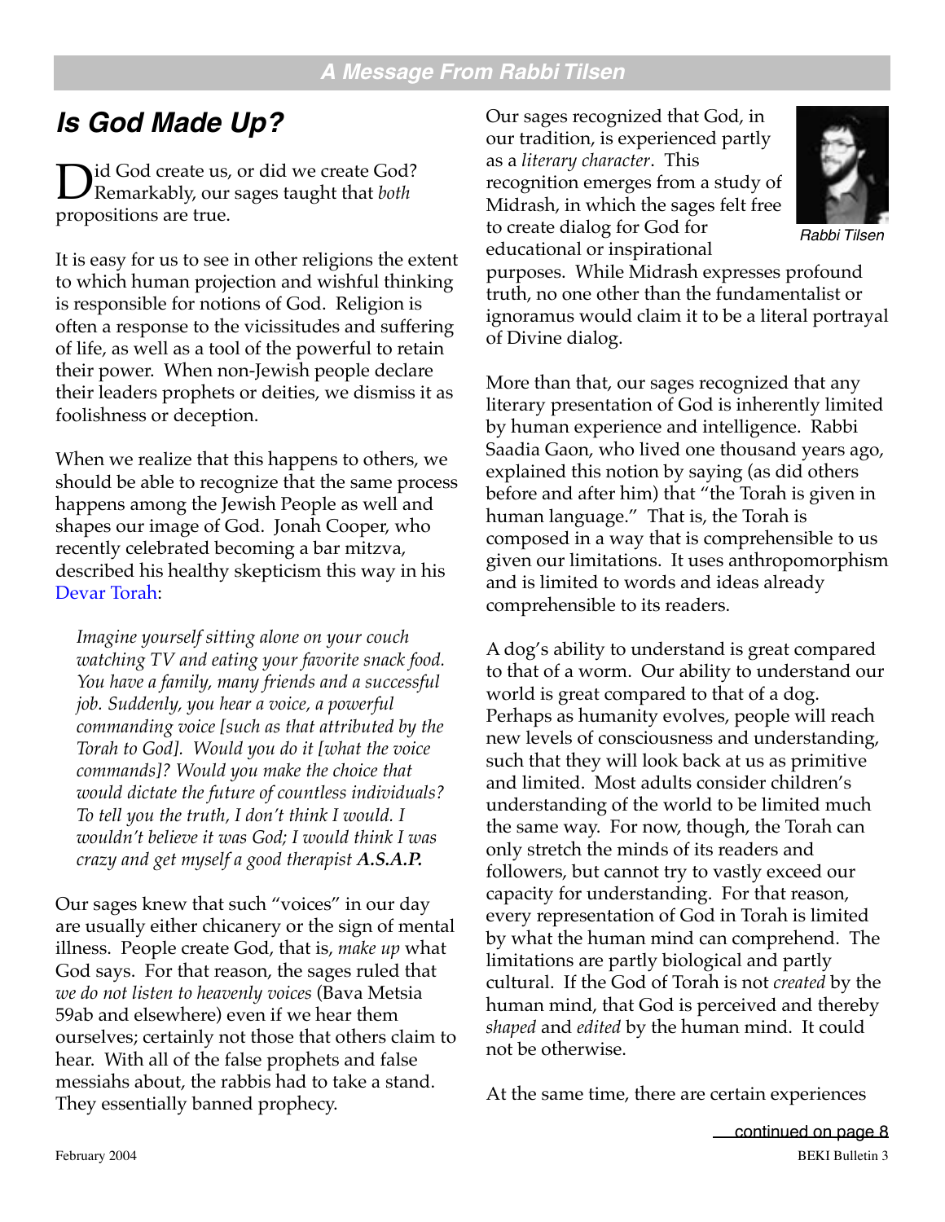## A Message From Rabbi Tilsen

# Is God Made Up?

Did God create us, or did we create God? Remarkably, our sages taught that *both* propositions are true.

It is easy for us to see in other religions the extent to which human projection and wishful thinking is responsible for notions of God. Religion is often a response to the vicissitudes and suffering of life, as well as a tool of the powerful to retain their power. When non-Jewish people declare their leaders prophets or deities, we dismiss it as foolishness or deception.

When we realize that this happens to others, we should be able to recognize that the same process happens among the Jewish People as well and shapes our image of God. Jonah Cooper, who recently celebrated becoming a bar mitzva, described his healthy skepticism this way in his Devar Torah:

> *Imagine yourself sitting alone on your couch watching TV and eating your favorite snack food. You have a family, many friends and a successful job. Suddenly, you hear a voice, a powerful commanding voice [such as that attributed by the Torah to God]. Would you do it [what the voice commands]? Would you make the choice that would dictate the future of countless individuals? To tell you the truth, I don't think I would. I wouldn't believe it was God; I would think I was crazy and get myself a good therapist* ***A.S.A.P.***

Our sages knew that such "voices" in our day are usually either chicanery or the sign of mental illness. People create God, that is, *make up* what God says. For that reason, the sages ruled that *we do not listen to heavenly voices* (Bava Metsia 59ab and elsewhere) even if we hear them ourselves; certainly not those that others claim to hear. With all of the false prophets and false messiahs about, the rabbis had to take a stand. They essentially banned prophecy.

Our sages recognized that God, in our tradition, is experienced partly as a *literary character*. This recognition emerges from a study of Midrash, in which the sages felt free to create dialog for God for educational or inspirational purposes. While Midrash expresses profound truth, no one other than the fundamentalist or ignoramus would claim it to be a literal portrayal of Divine dialog.

Rabbi Tilsen

More than that, our sages recognized that any literary presentation of God is inherently limited by human experience and intelligence. Rabbi Saadia Gaon, who lived one thousand years ago, explained this notion by saying (as did others before and after him) that "the Torah is given in human language." That is, the Torah is composed in a way that is comprehensible to us given our limitations. It uses anthropomorphism and is limited to words and ideas already comprehensible to its readers.

A dog's ability to understand is great compared to that of a worm. Our ability to understand our world is great compared to that of a dog. Perhaps as humanity evolves, people will reach new levels of consciousness and understanding, such that they will look back at us as primitive and limited. Most adults consider children's understanding of the world to be limited much the same way. For now, though, the Torah can only stretch the minds of its readers and followers, but cannot try to vastly exceed our capacity for understanding. For that reason, every representation of God in Torah is limited by what the human mind can comprehend. The limitations are partly biological and partly cultural. If the God of Torah is not *created* by the human mind, that God is perceived and thereby *shaped* and *edited* by the human mind. It could not be otherwise.

At the same time, there are certain experiences

continued on page 8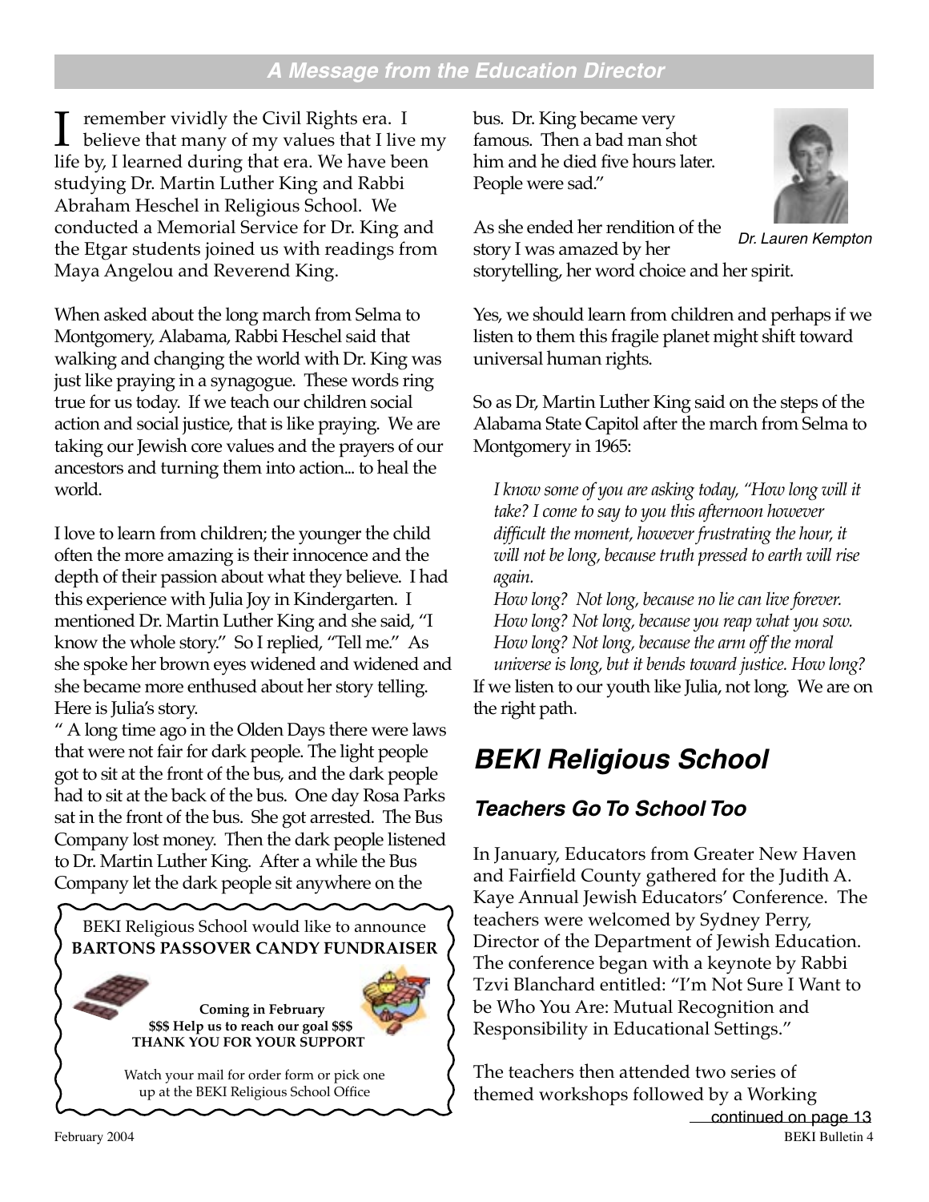## A Message from the Education Director

I remember vividly the Civil Rights era. I believe that many of my values that I live my life by, I learned during that era. We have been studying Dr. Martin Luther King and Rabbi Abraham Heschel in Religious School. We conducted a Memorial Service for Dr. King and the Etgar students joined us with readings from Maya Angelou and Reverend King.

When asked about the long march from Selma to Montgomery, Alabama, Rabbi Heschel said that walking and changing the world with Dr. King was just like praying in a synagogue. These words ring true for us today. If we teach our children social action and social justice, that is like praying. We are taking our Jewish core values and the prayers of our ancestors and turning them into action... to heal the world.

I love to learn from children; the younger the child often the more amazing is their innocence and the depth of their passion about what they believe. I had this experience with Julia Joy in Kindergarten. I mentioned Dr. Martin Luther King and she said, "I know the whole story." So I replied, "Tell me." As she spoke her brown eyes widened and widened and she became more enthused about her story telling. Here is Julia's story.

" A long time ago in the Olden Days there were laws that were not fair for dark people. The light people got to sit at the front of the bus, and the dark people had to sit at the back of the bus. One day Rosa Parks sat in the front of the bus. She got arrested. The Bus Company lost money. Then the dark people listened to Dr. Martin Luther King. After a while the Bus Company let the dark people sit anywhere on the bus. Dr. King became very famous. Then a bad man shot him and he died five hours later. People were sad."

Dr. Lauren Kempton

As she ended her rendition of the story I was amazed by her storytelling, her word choice and her spirit.

Yes, we should learn from children and perhaps if we listen to them this fragile planet might shift toward universal human rights.

So as Dr, Martin Luther King said on the steps of the Alabama State Capitol after the march from Selma to Montgomery in 1965:

*I know some of you are asking today, "How long will it take? I come to say to you this afternoon however difficult the moment, however frustrating the hour, it will not be long, because truth pressed to earth will rise again.*
*How long? Not long, because no lie can live forever.*
*How long? Not long, because you reap what you sow.*
*How long? Not long, because the arm off the moral universe is long, but it bends toward justice. How long?*

If we listen to our youth like Julia, not long. We are on the right path.

BEKI Religious School would like to announce
**BARTONS PASSOVER CANDY FUNDRAISER**

**Coming in February**
**$$$ Help us to reach our goal $$$**
**THANK YOU FOR YOUR SUPPORT**

Watch your mail for order form or pick one up at the BEKI Religious School Office

# BEKI Religious School

## Teachers Go To School Too

In January, Educators from Greater New Haven and Fairfield County gathered for the Judith A. Kaye Annual Jewish Educators' Conference. The teachers were welcomed by Sydney Perry, Director of the Department of Jewish Education. The conference began with a keynote by Rabbi Tzvi Blanchard entitled: "I'm Not Sure I Want to be Who You Are: Mutual Recognition and Responsibility in Educational Settings."

The teachers then attended two series of themed workshops followed by a Working

continued on page 13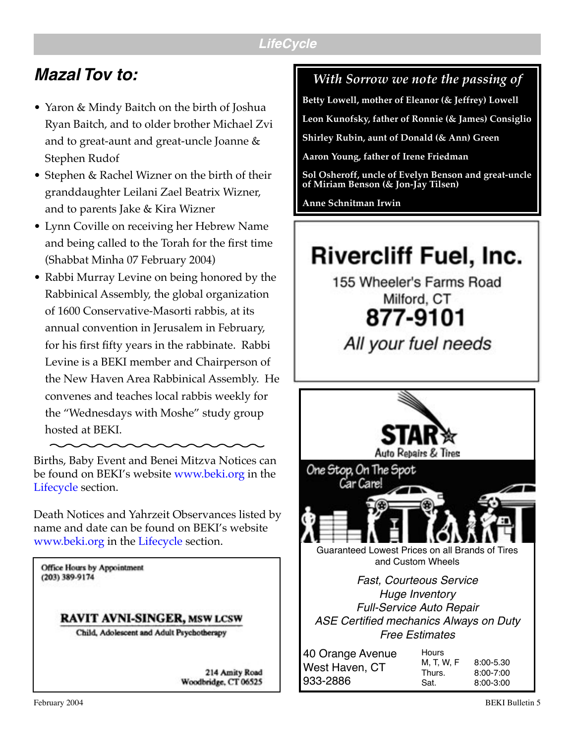## LifeCycle

## Mazal Tov to:

- Yaron & Mindy Baitch on the birth of Joshua Ryan Baitch, and to older brother Michael Zvi and to great-aunt and great-uncle Joanne & Stephen Rudof
- Stephen & Rachel Wizner on the birth of their granddaughter Leilani Zael Beatrix Wizner, and to parents Jake & Kira Wizner
- Lynn Coville on receiving her Hebrew Name and being called to the Torah for the first time (Shabbat Minha 07 February 2004)
- Rabbi Murray Levine on being honored by the Rabbinical Assembly, the global organization of 1600 Conservative-Masorti rabbis, at its annual convention in Jerusalem in February, for his first fifty years in the rabbinate. Rabbi Levine is a BEKI member and Chairperson of the New Haven Area Rabbinical Assembly. He convenes and teaches local rabbis weekly for the "Wednesdays with Moshe" study group hosted at BEKI.

Births, Baby Event and Benei Mitzva Notices can be found on BEKI's website www.beki.org in the Lifecycle section.

Death Notices and Yahrzeit Observances listed by name and date can be found on BEKI's website www.beki.org in the Lifecycle section.

### *With Sorrow we note the passing of*

**Betty Lowell, mother of Eleanor (& Jeffrey) Lowell**

**Leon Kunofsky, father of Ronnie (& James) Consiglio**

**Shirley Rubin, aunt of Donald (& Ann) Green**

**Aaron Young, father of Irene Friedman**

**Sol Osheroff, uncle of Evelyn Benson and great-uncle of Miriam Benson (& Jon-Jay Tilsen)**

**Anne Schnitman Irwin**

---

Office Hours by Appointment
(203) 389-9174

**RAVIT AVNI-SINGER, MSW LCSW**
Child, Adolescent and Adult Psychotherapy

214 Amity Road
Woodbridge, CT 06525

---

**Rivercliff Fuel, Inc.**
155 Wheeler's Farms Road
Milford, CT
**877-9101**
*All your fuel needs*

---

**STAR**
Auto Repairs & Tires

One Stop, On The Spot Car Care!

Guaranteed Lowest Prices on all Brands of Tires and Custom Wheels

*Fast, Courteous Service*
*Huge Inventory*
*Full-Service Auto Repair*
*ASE Certified mechanics Always on Duty*
*Free Estimates*

40 Orange Avenue
West Haven, CT
933-2886

| Hours | |
|---|---|
| M, T, W, F | 8:00-5.30 |
| Thurs. | 8:00-7:00 |
| Sat. | 8:00-3:00 |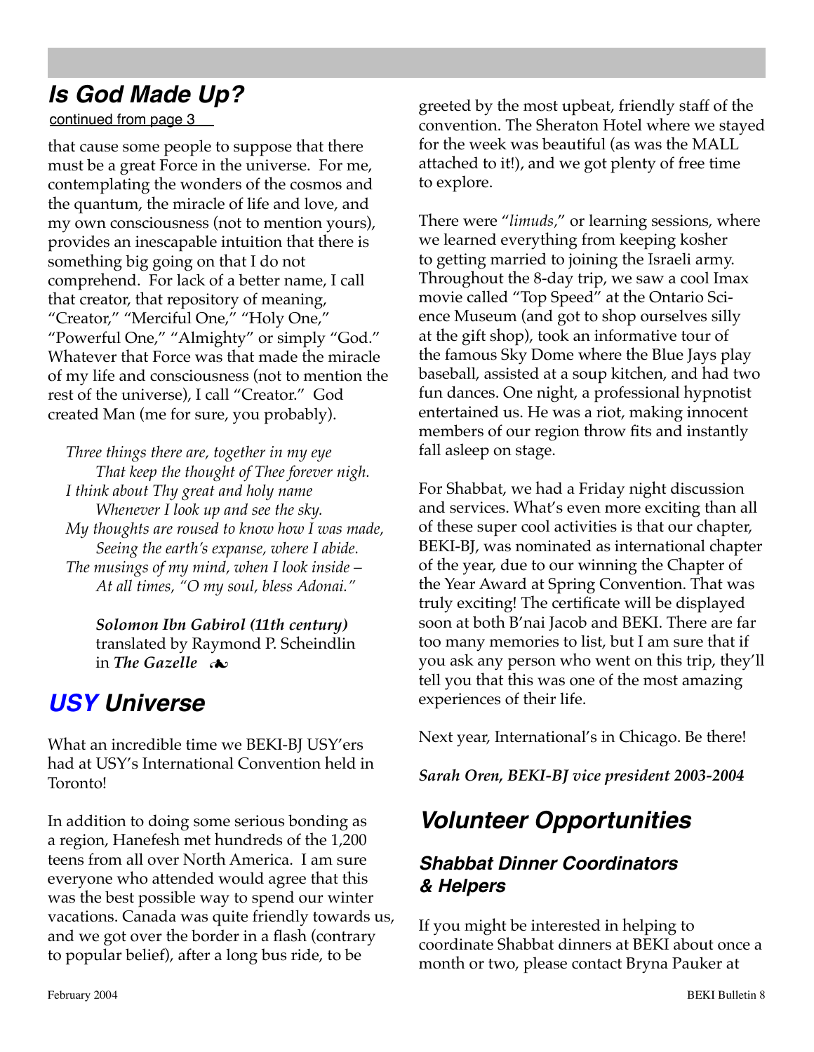## *Is God Made Up?*

continued from page 3

that cause some people to suppose that there must be a great Force in the universe. For me, contemplating the wonders of the cosmos and the quantum, the miracle of life and love, and my own consciousness (not to mention yours), provides an inescapable intuition that there is something big going on that I do not comprehend. For lack of a better name, I call that creator, that repository of meaning, "Creator," "Merciful One," "Holy One," "Powerful One," "Almighty" or simply "God." Whatever that Force was that made the miracle of my life and consciousness (not to mention the rest of the universe), I call "Creator." God created Man (me for sure, you probably).

*Three things there are, together in my eye*
*That keep the thought of Thee forever nigh.*
*I think about Thy great and holy name*
*Whenever I look up and see the sky.*
*My thoughts are roused to know how I was made,*
*Seeing the earth's expanse, where I abide.*
*The musings of my mind, when I look inside –*
*At all times, "O my soul, bless Adonai."*

***Solomon Ibn Gabirol (11th century)***
translated by Raymond P. Scheindlin
in ***The Gazelle*** ❧

## *USY Universe*

What an incredible time we BEKI-BJ USY'ers had at USY's International Convention held in Toronto!

In addition to doing some serious bonding as a region, Hanefesh met hundreds of the 1,200 teens from all over North America. I am sure everyone who attended would agree that this was the best possible way to spend our winter vacations. Canada was quite friendly towards us, and we got over the border in a flash (contrary to popular belief), after a long bus ride, to be greeted by the most upbeat, friendly staff of the convention. The Sheraton Hotel where we stayed for the week was beautiful (as was the MALL attached to it!), and we got plenty of free time to explore.

There were "*limuds,*" or learning sessions, where we learned everything from keeping kosher to getting married to joining the Israeli army. Throughout the 8-day trip, we saw a cool Imax movie called "Top Speed" at the Ontario Science Museum (and got to shop ourselves silly at the gift shop), took an informative tour of the famous Sky Dome where the Blue Jays play baseball, assisted at a soup kitchen, and had two fun dances. One night, a professional hypnotist entertained us. He was a riot, making innocent members of our region throw fits and instantly fall asleep on stage.

For Shabbat, we had a Friday night discussion and services. What's even more exciting than all of these super cool activities is that our chapter, BEKI-BJ, was nominated as international chapter of the year, due to our winning the Chapter of the Year Award at Spring Convention. That was truly exciting! The certificate will be displayed soon at both B'nai Jacob and BEKI. There are far too many memories to list, but I am sure that if you ask any person who went on this trip, they'll tell you that this was one of the most amazing experiences of their life.

Next year, International's in Chicago. Be there!

***Sarah Oren, BEKI-BJ vice president 2003-2004***

## *Volunteer Opportunities*

### *Shabbat Dinner Coordinators & Helpers*

If you might be interested in helping to coordinate Shabbat dinners at BEKI about once a month or two, please contact Bryna Pauker at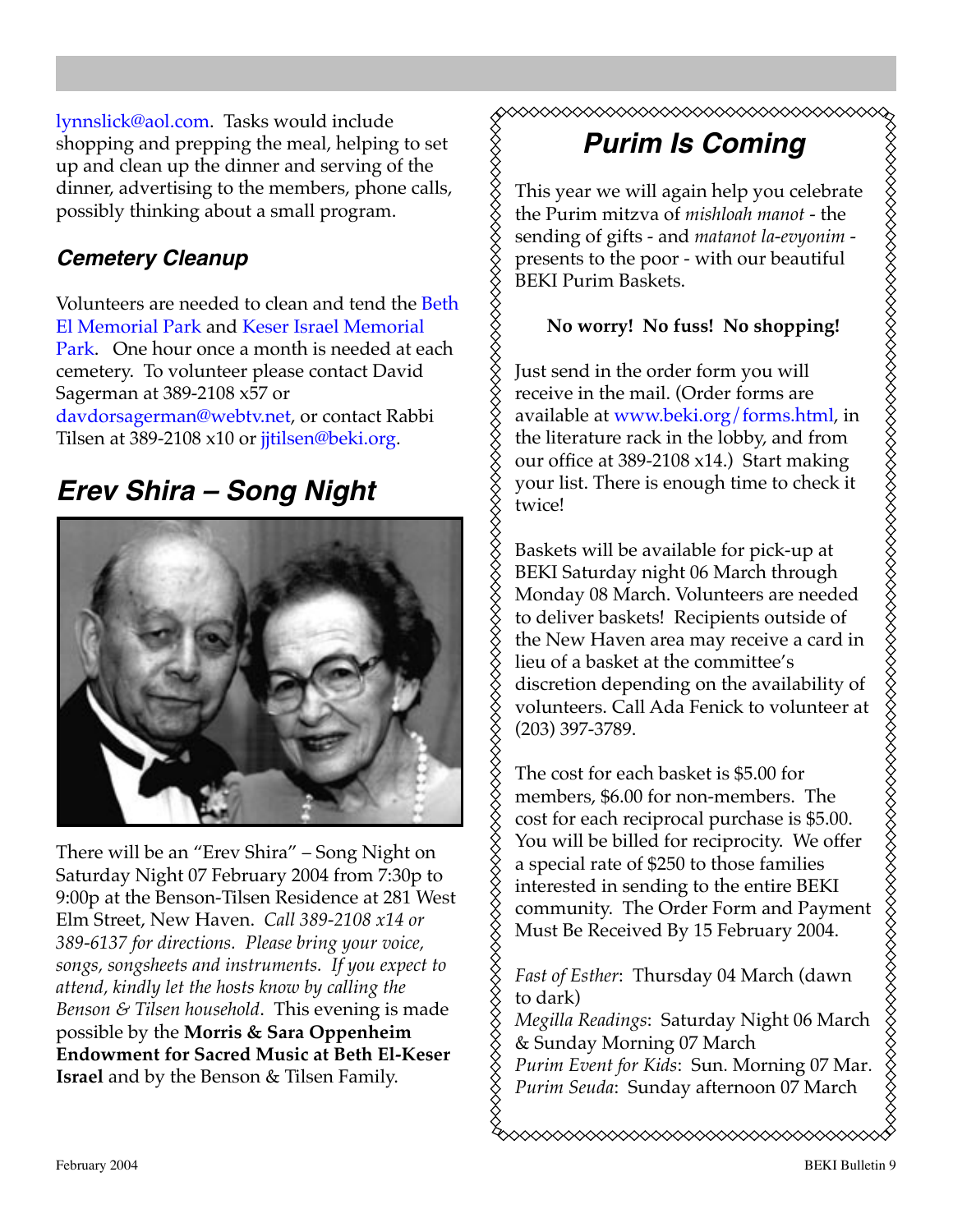lynnslick@aol.com. Tasks would include shopping and prepping the meal, helping to set up and clean up the dinner and serving of the dinner, advertising to the members, phone calls, possibly thinking about a small program.

### Cemetery Cleanup

Volunteers are needed to clean and tend the Beth El Memorial Park and Keser Israel Memorial Park. One hour once a month is needed at each cemetery. To volunteer please contact David Sagerman at 389-2108 x57 or davdorsagerman@webtv.net, or contact Rabbi Tilsen at 389-2108 x10 or jjtilsen@beki.org.

## Erev Shira – Song Night

There will be an "Erev Shira" – Song Night on Saturday Night 07 February 2004 from 7:30p to 9:00p at the Benson-Tilsen Residence at 281 West Elm Street, New Haven. *Call 389-2108 x14 or 389-6137 for directions. Please bring your voice, songs, songsheets and instruments. If you expect to attend, kindly let the hosts know by calling the Benson & Tilsen household*. This evening is made possible by the **Morris & Sara Oppenheim Endowment for Sacred Music at Beth El-Keser Israel** and by the Benson & Tilsen Family.

## Purim Is Coming

This year we will again help you celebrate the Purim mitzva of *mishloah manot* - the sending of gifts - and *matanot la-evyonim* - presents to the poor - with our beautiful BEKI Purim Baskets.

**No worry! No fuss! No shopping!**

Just send in the order form you will receive in the mail. (Order forms are available at www.beki.org/forms.html, in the literature rack in the lobby, and from our office at 389-2108 x14.) Start making your list. There is enough time to check it twice!

Baskets will be available for pick-up at BEKI Saturday night 06 March through Monday 08 March. Volunteers are needed to deliver baskets! Recipients outside of the New Haven area may receive a card in lieu of a basket at the committee's discretion depending on the availability of volunteers. Call Ada Fenick to volunteer at (203) 397-3789.

The cost for each basket is $5.00 for members, $6.00 for non-members. The cost for each reciprocal purchase is $5.00. You will be billed for reciprocity. We offer a special rate of $250 to those families interested in sending to the entire BEKI community. The Order Form and Payment Must Be Received By 15 February 2004.

*Fast of Esther*: Thursday 04 March (dawn to dark)
*Megilla Readings*: Saturday Night 06 March & Sunday Morning 07 March
*Purim Event for Kids*: Sun. Morning 07 Mar.
*Purim Seuda*: Sunday afternoon 07 March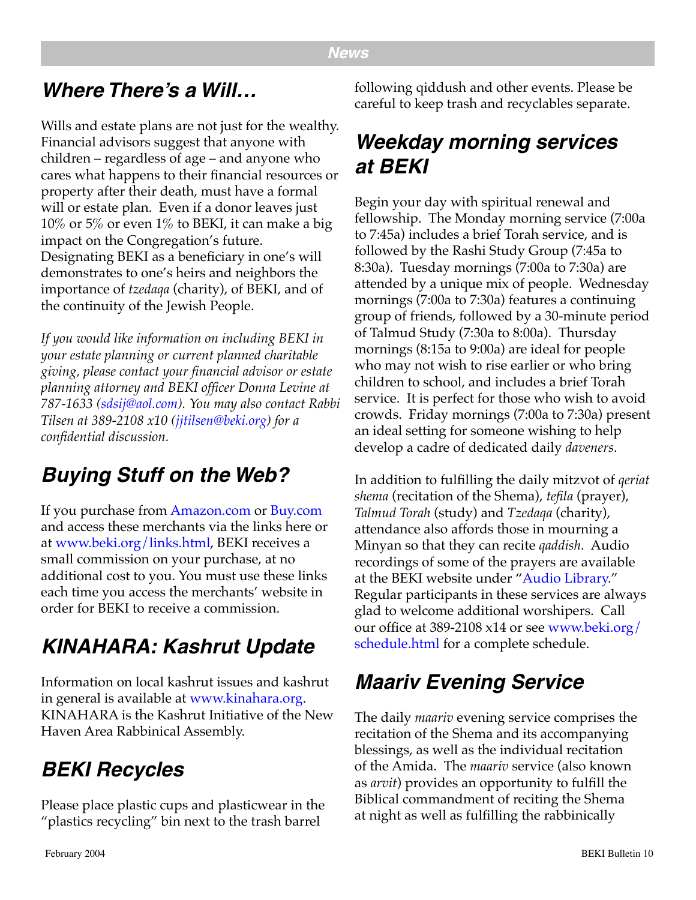## Where There's a Will…

Wills and estate plans are not just for the wealthy. Financial advisors suggest that anyone with children – regardless of age – and anyone who cares what happens to their financial resources or property after their death, must have a formal will or estate plan. Even if a donor leaves just 10% or 5% or even 1% to BEKI, it can make a big impact on the Congregation's future. Designating BEKI as a beneficiary in one's will demonstrates to one's heirs and neighbors the importance of *tzedaqa* (charity), of BEKI, and of the continuity of the Jewish People.

*If you would like information on including BEKI in your estate planning or current planned charitable giving, please contact your financial advisor or estate planning attorney and BEKI officer Donna Levine at 787-1633 (sdsij@aol.com). You may also contact Rabbi Tilsen at 389-2108 x10 (jjtilsen@beki.org) for a confidential discussion.*

## Buying Stuff on the Web?

If you purchase from Amazon.com or Buy.com and access these merchants via the links here or at www.beki.org/links.html, BEKI receives a small commission on your purchase, at no additional cost to you. You must use these links each time you access the merchants' website in order for BEKI to receive a commission.

## KINAHARA: Kashrut Update

Information on local kashrut issues and kashrut in general is available at www.kinahara.org. KINAHARA is the Kashrut Initiative of the New Haven Area Rabbinical Assembly.

## BEKI Recycles

Please place plastic cups and plasticwear in the "plastics recycling" bin next to the trash barrel following qiddush and other events. Please be careful to keep trash and recyclables separate.

## Weekday morning services at BEKI

Begin your day with spiritual renewal and fellowship. The Monday morning service (7:00a to 7:45a) includes a brief Torah service, and is followed by the Rashi Study Group (7:45a to 8:30a). Tuesday mornings (7:00a to 7:30a) are attended by a unique mix of people. Wednesday mornings (7:00a to 7:30a) features a continuing group of friends, followed by a 30-minute period of Talmud Study (7:30a to 8:00a). Thursday mornings (8:15a to 9:00a) are ideal for people who may not wish to rise earlier or who bring children to school, and includes a brief Torah service. It is perfect for those who wish to avoid crowds. Friday mornings (7:00a to 7:30a) present an ideal setting for someone wishing to help develop a cadre of dedicated daily *daveners*.

In addition to fulfilling the daily mitzvot of *qeriat shema* (recitation of the Shema), *tefila* (prayer), *Talmud Torah* (study) and *Tzedaqa* (charity), attendance also affords those in mourning a Minyan so that they can recite *qaddish*. Audio recordings of some of the prayers are available at the BEKI website under "Audio Library." Regular participants in these services are always glad to welcome additional worshipers. Call our office at 389-2108 x14 or see www.beki.org/schedule.html for a complete schedule.

## Maariv Evening Service

The daily *maariv* evening service comprises the recitation of the Shema and its accompanying blessings, as well as the individual recitation of the Amida. The *maariv* service (also known as *arvit*) provides an opportunity to fulfill the Biblical commandment of reciting the Shema at night as well as fulfilling the rabbinically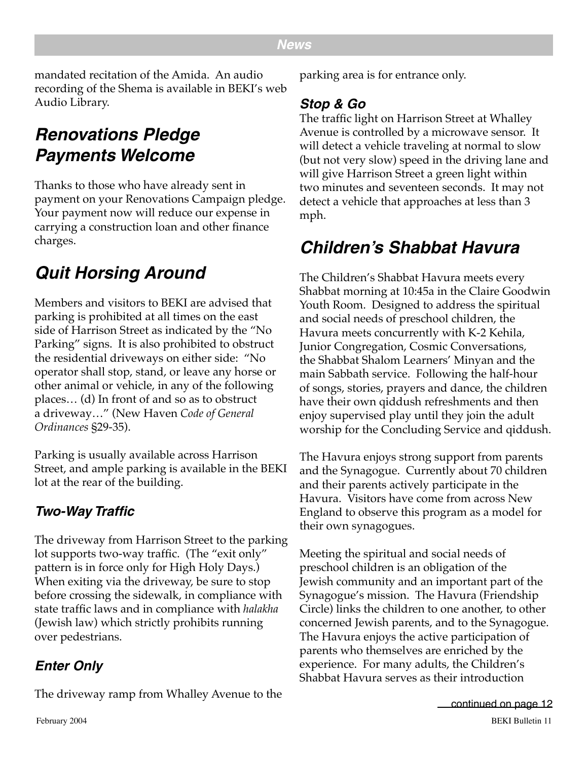mandated recitation of the Amida. An audio recording of the Shema is available in BEKI's web Audio Library.

## *Renovations Pledge Payments Welcome*

Thanks to those who have already sent in payment on your Renovations Campaign pledge. Your payment now will reduce our expense in carrying a construction loan and other finance charges.

## *Quit Horsing Around*

Members and visitors to BEKI are advised that parking is prohibited at all times on the east side of Harrison Street as indicated by the "No Parking" signs. It is also prohibited to obstruct the residential driveways on either side: "No operator shall stop, stand, or leave any horse or other animal or vehicle, in any of the following places… (d) In front of and so as to obstruct a driveway…" (New Haven *Code of General Ordinances* §29-35).

Parking is usually available across Harrison Street, and ample parking is available in the BEKI lot at the rear of the building.

### *Two-Way Traffic*

The driveway from Harrison Street to the parking lot supports two-way traffic. (The "exit only" pattern is in force only for High Holy Days.) When exiting via the driveway, be sure to stop before crossing the sidewalk, in compliance with state traffic laws and in compliance with *halakha* (Jewish law) which strictly prohibits running over pedestrians.

### *Enter Only*

The driveway ramp from Whalley Avenue to the parking area is for entrance only.

### *Stop & Go*

The traffic light on Harrison Street at Whalley Avenue is controlled by a microwave sensor. It will detect a vehicle traveling at normal to slow (but not very slow) speed in the driving lane and will give Harrison Street a green light within two minutes and seventeen seconds. It may not detect a vehicle that approaches at less than 3 mph.

## *Children's Shabbat Havura*

The Children's Shabbat Havura meets every Shabbat morning at 10:45a in the Claire Goodwin Youth Room. Designed to address the spiritual and social needs of preschool children, the Havura meets concurrently with K-2 Kehila, Junior Congregation, Cosmic Conversations, the Shabbat Shalom Learners' Minyan and the main Sabbath service. Following the half-hour of songs, stories, prayers and dance, the children have their own qiddush refreshments and then enjoy supervised play until they join the adult worship for the Concluding Service and qiddush.

The Havura enjoys strong support from parents and the Synagogue. Currently about 70 children and their parents actively participate in the Havura. Visitors have come from across New England to observe this program as a model for their own synagogues.

Meeting the spiritual and social needs of preschool children is an obligation of the Jewish community and an important part of the Synagogue's mission. The Havura (Friendship Circle) links the children to one another, to other concerned Jewish parents, and to the Synagogue. The Havura enjoys the active participation of parents who themselves are enriched by the experience. For many adults, the Children's Shabbat Havura serves as their introduction

continued on page 12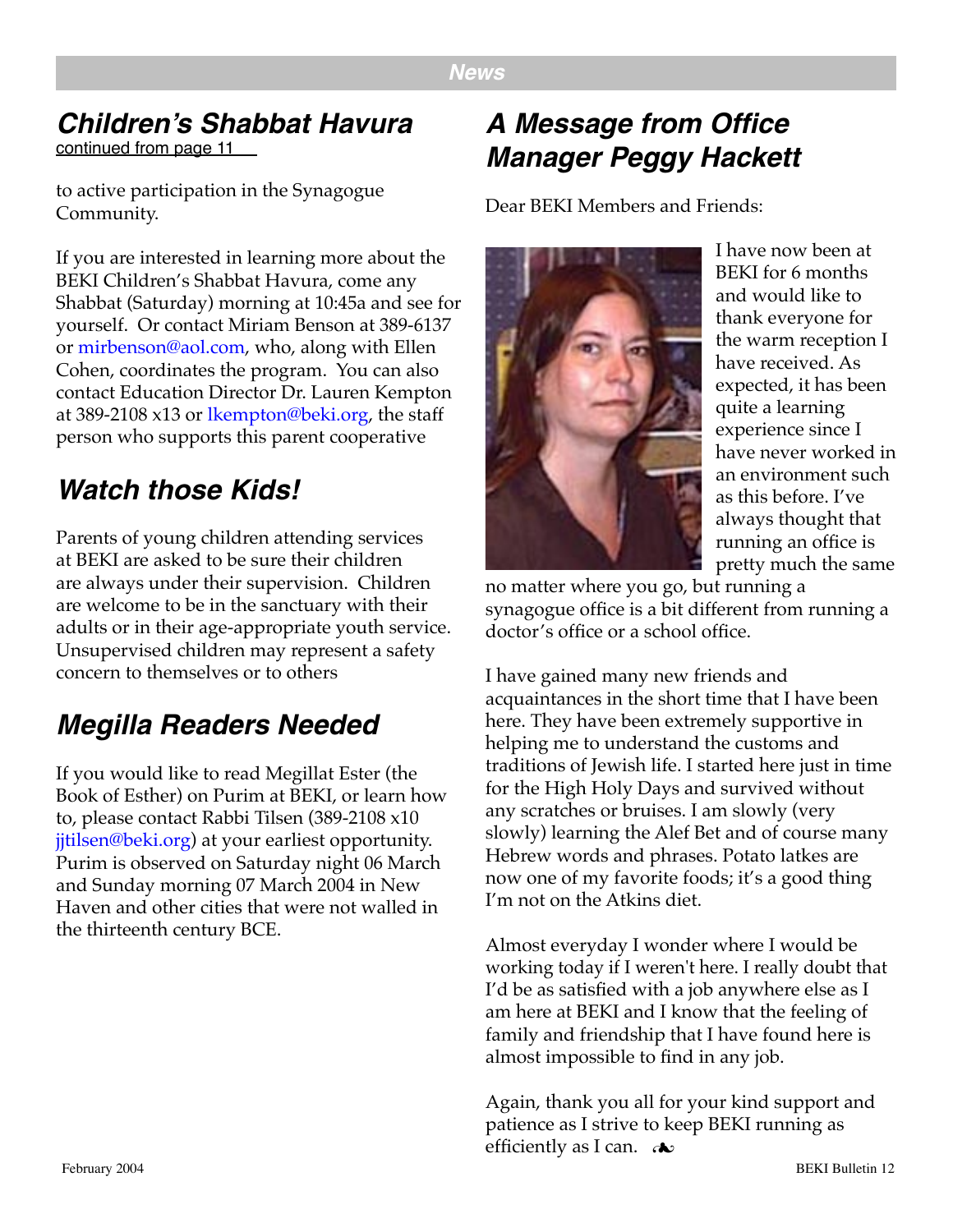## Children's Shabbat Havura

continued from page 11

to active participation in the Synagogue Community.

If you are interested in learning more about the BEKI Children's Shabbat Havura, come any Shabbat (Saturday) morning at 10:45a and see for yourself. Or contact Miriam Benson at 389-6137 or mirbenson@aol.com, who, along with Ellen Cohen, coordinates the program. You can also contact Education Director Dr. Lauren Kempton at 389-2108 x13 or lkempton@beki.org, the staff person who supports this parent cooperative

## Watch those Kids!

Parents of young children attending services at BEKI are asked to be sure their children are always under their supervision. Children are welcome to be in the sanctuary with their adults or in their age-appropriate youth service. Unsupervised children may represent a safety concern to themselves or to others

## Megilla Readers Needed

If you would like to read Megillat Ester (the Book of Esther) on Purim at BEKI, or learn how to, please contact Rabbi Tilsen (389-2108 x10 jjtilsen@beki.org) at your earliest opportunity. Purim is observed on Saturday night 06 March and Sunday morning 07 March 2004 in New Haven and other cities that were not walled in the thirteenth century BCE.

## A Message from Office Manager Peggy Hackett

Dear BEKI Members and Friends:

I have now been at BEKI for 6 months and would like to thank everyone for the warm reception I have received. As expected, it has been quite a learning experience since I have never worked in an environment such as this before. I've always thought that running an office is pretty much the same no matter where you go, but running a synagogue office is a bit different from running a doctor's office or a school office.

I have gained many new friends and acquaintances in the short time that I have been here. They have been extremely supportive in helping me to understand the customs and traditions of Jewish life. I started here just in time for the High Holy Days and survived without any scratches or bruises. I am slowly (very slowly) learning the Alef Bet and of course many Hebrew words and phrases. Potato latkes are now one of my favorite foods; it's a good thing I'm not on the Atkins diet.

Almost everyday I wonder where I would be working today if I weren't here. I really doubt that I'd be as satisfied with a job anywhere else as I am here at BEKI and I know that the feeling of family and friendship that I have found here is almost impossible to find in any job.

Again, thank you all for your kind support and patience as I strive to keep BEKI running as efficiently as I can. ❧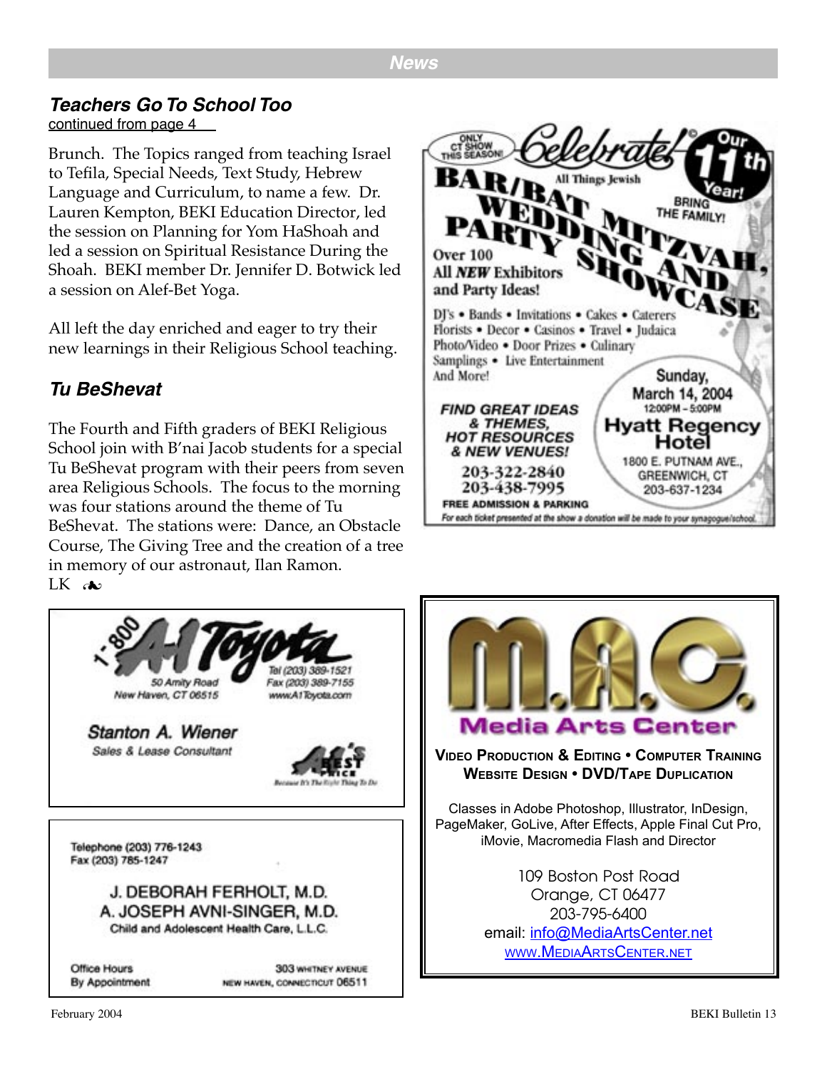## News

### *Teachers Go To School Too*

continued from page 4

Brunch. The Topics ranged from teaching Israel to Tefila, Special Needs, Text Study, Hebrew Language and Curriculum, to name a few. Dr. Lauren Kempton, BEKI Education Director, led the session on Planning for Yom HaShoah and led a session on Spiritual Resistance During the Shoah. BEKI member Dr. Jennifer D. Botwick led a session on Alef-Bet Yoga.

All left the day enriched and eager to try their new learnings in their Religious School teaching.

### *Tu BeShevat*

The Fourth and Fifth graders of BEKI Religious School join with B'nai Jacob students for a special Tu BeShevat program with their peers from seven area Religious Schools. The focus to the morning was four stations around the theme of Tu BeShevat. The stations were: Dance, an Obstacle Course, The Giving Tree and the creation of a tree in memory of our astronaut, Ilan Ramon.

LK ☙

---

ONLY CT SHOW THIS SEASON!

**Celebrate! Our 11th Year!**

**All Things Jewish**

**BAR/BAT MITZVAH, WEDDING AND PARTY SHOWCASE**

BRING THE FAMILY!

Over 100 All *NEW* Exhibitors and Party Ideas!

DJ's • Bands • Invitations • Cakes • Caterers • Florists • Decor • Casinos • Travel • Judaica • Photo/Video • Door Prizes • Culinary Samplings • Live Entertainment And More!

*FIND GREAT IDEAS & THEMES, HOT RESOURCES & NEW VENUES!*

203-322-2840
203-438-7995

Sunday, March 14, 2004
12:00PM – 5:00PM

**Hyatt Regency Hotel**
1800 E. PUTNAM AVE., GREENWICH, CT
203-637-1234

FREE ADMISSION & PARKING

For each ticket presented at the show a donation will be made to your synagogue/school.

---

**1-800 A-1 Toyota**

50 Amity Road
New Haven, CT 06515

Tel (203) 389-1521
Fax (203) 389-7155
www.A1Toyota.com

**Stanton A. Wiener**
Sales & Lease Consultant

A-1's Best Price — Because It's The Right Thing To Do

---

Telephone (203) 776-1243
Fax (203) 785-1247

J. DEBORAH FERHOLT, M.D.
A. JOSEPH AVNI-SINGER, M.D.
Child and Adolescent Health Care, L.L.C.

Office Hours
By Appointment

303 WHITNEY AVENUE
NEW HAVEN, CONNECTICUT 06511

---

**M.A.C.**
**Media Arts Center**

**VIDEO PRODUCTION & EDITING • COMPUTER TRAINING**
**WEBSITE DESIGN • DVD/TAPE DUPLICATION**

Classes in Adobe Photoshop, Illustrator, InDesign, PageMaker, GoLive, After Effects, Apple Final Cut Pro, iMovie, Macromedia Flash and Director

109 Boston Post Road
Orange, CT 06477
203-795-6400
email: info@MediaArtsCenter.net
www.MediaArtsCenter.net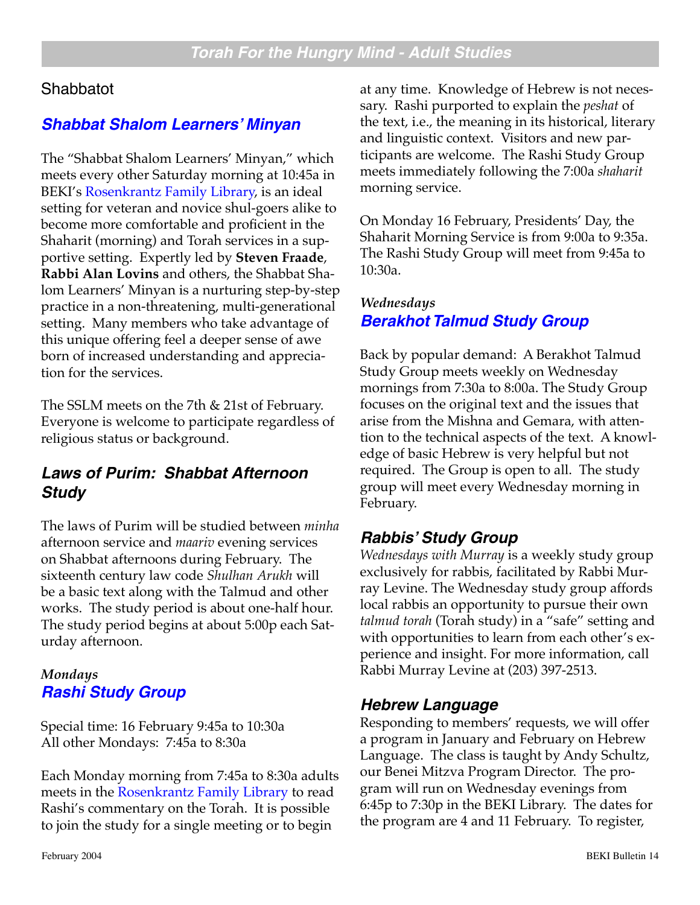# Torah For the Hungry Mind - Adult Studies

## Shabbatot

### Shabbat Shalom Learners' Minyan

The "Shabbat Shalom Learners' Minyan," which meets every other Saturday morning at 10:45a in BEKI's Rosenkrantz Family Library, is an ideal setting for veteran and novice shul-goers alike to become more comfortable and proficient in the Shaharit (morning) and Torah services in a supportive setting. Expertly led by **Steven Fraade**, **Rabbi Alan Lovins** and others, the Shabbat Shalom Learners' Minyan is a nurturing step-by-step practice in a non-threatening, multi-generational setting. Many members who take advantage of this unique offering feel a deeper sense of awe born of increased understanding and appreciation for the services.

The SSLM meets on the 7th & 21st of February. Everyone is welcome to participate regardless of religious status or background.

### Laws of Purim: Shabbat Afternoon Study

The laws of Purim will be studied between *minha* afternoon service and *maariv* evening services on Shabbat afternoons during February. The sixteenth century law code *Shulhan Arukh* will be a basic text along with the Talmud and other works. The study period is about one-half hour. The study period begins at about 5:00p each Saturday afternoon.

*Mondays*

### Rashi Study Group

Special time: 16 February 9:45a to 10:30a
All other Mondays: 7:45a to 8:30a

Each Monday morning from 7:45a to 8:30a adults meets in the Rosenkrantz Family Library to read Rashi's commentary on the Torah. It is possible to join the study for a single meeting or to begin at any time. Knowledge of Hebrew is not necessary. Rashi purported to explain the *peshat* of the text, i.e., the meaning in its historical, literary and linguistic context. Visitors and new participants are welcome. The Rashi Study Group meets immediately following the 7:00a *shaharit* morning service.

On Monday 16 February, Presidents' Day, the Shaharit Morning Service is from 9:00a to 9:35a. The Rashi Study Group will meet from 9:45a to 10:30a.

*Wednesdays*

### Berakhot Talmud Study Group

Back by popular demand: A Berakhot Talmud Study Group meets weekly on Wednesday mornings from 7:30a to 8:00a. The Study Group focuses on the original text and the issues that arise from the Mishna and Gemara, with attention to the technical aspects of the text. A knowledge of basic Hebrew is very helpful but not required. The Group is open to all. The study group will meet every Wednesday morning in February.

### Rabbis' Study Group

*Wednesdays with Murray* is a weekly study group exclusively for rabbis, facilitated by Rabbi Murray Levine. The Wednesday study group affords local rabbis an opportunity to pursue their own *talmud torah* (Torah study) in a "safe" setting and with opportunities to learn from each other's experience and insight. For more information, call Rabbi Murray Levine at (203) 397-2513.

### Hebrew Language

Responding to members' requests, we will offer a program in January and February on Hebrew Language. The class is taught by Andy Schultz, our Benei Mitzva Program Director. The program will run on Wednesday evenings from 6:45p to 7:30p in the BEKI Library. The dates for the program are 4 and 11 February. To register,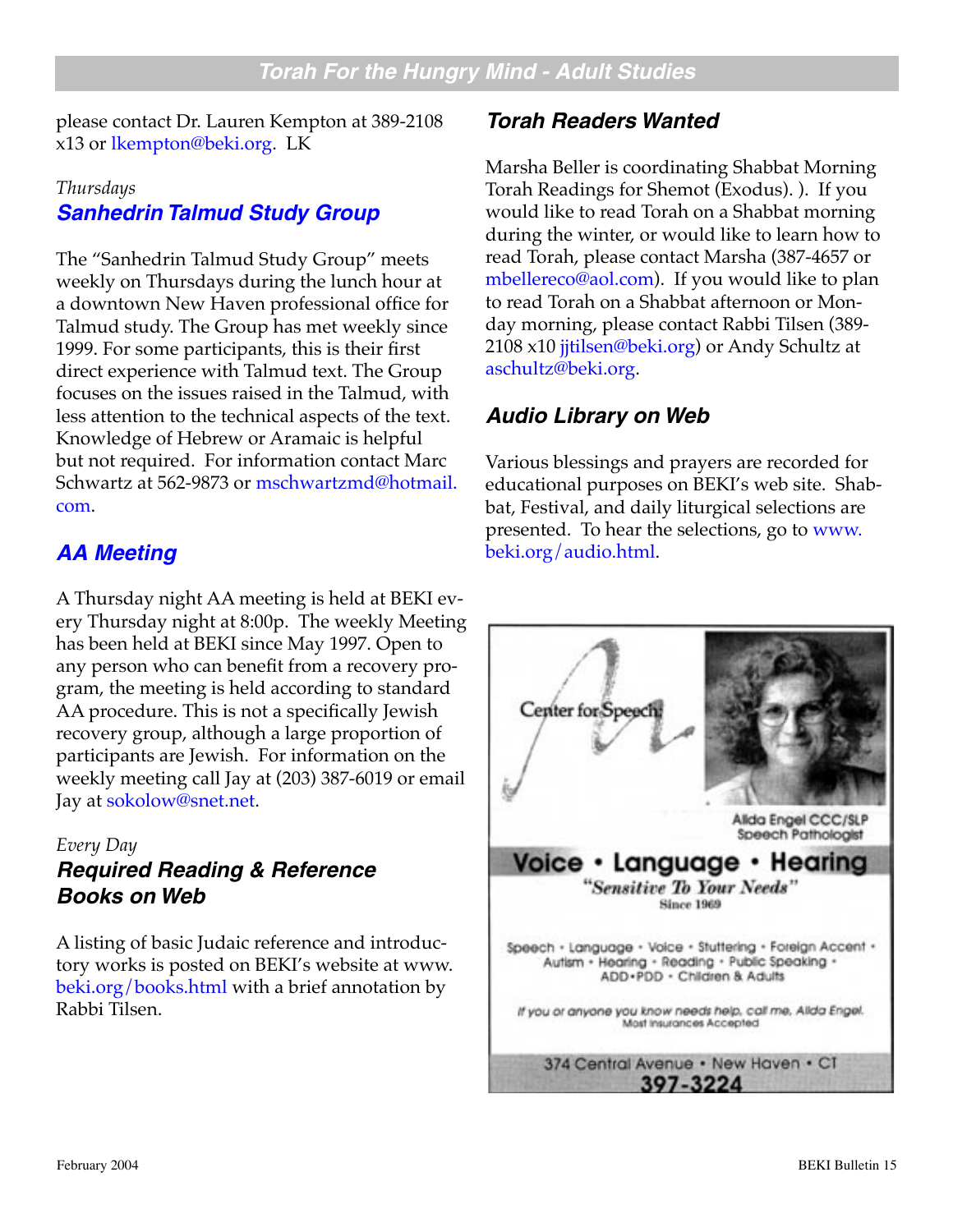please contact Dr. Lauren Kempton at 389-2108 x13 or lkempton@beki.org. LK

*Thursdays*

### Sanhedrin Talmud Study Group

The "Sanhedrin Talmud Study Group" meets weekly on Thursdays during the lunch hour at a downtown New Haven professional office for Talmud study. The Group has met weekly since 1999. For some participants, this is their first direct experience with Talmud text. The Group focuses on the issues raised in the Talmud, with less attention to the technical aspects of the text. Knowledge of Hebrew or Aramaic is helpful but not required. For information contact Marc Schwartz at 562-9873 or mschwartzmd@hotmail.com.

### AA Meeting

A Thursday night AA meeting is held at BEKI every Thursday night at 8:00p. The weekly Meeting has been held at BEKI since May 1997. Open to any person who can benefit from a recovery program, the meeting is held according to standard AA procedure. This is not a specifically Jewish recovery group, although a large proportion of participants are Jewish. For information on the weekly meeting call Jay at (203) 387-6019 or email Jay at sokolow@snet.net.

*Every Day*

### Required Reading & Reference Books on Web

A listing of basic Judaic reference and introductory works is posted on BEKI's website at www.beki.org/books.html with a brief annotation by Rabbi Tilsen.

### Torah Readers Wanted

Marsha Beller is coordinating Shabbat Morning Torah Readings for Shemot (Exodus). ). If you would like to read Torah on a Shabbat morning during the winter, or would like to learn how to read Torah, please contact Marsha (387-4657 or mbellereco@aol.com). If you would like to plan to read Torah on a Shabbat afternoon or Monday morning, please contact Rabbi Tilsen (389-2108 x10 jjtilsen@beki.org) or Andy Schultz at aschultz@beki.org.

### Audio Library on Web

Various blessings and prayers are recorded for educational purposes on BEKI's web site. Shabbat, Festival, and daily liturgical selections are presented. To hear the selections, go to www.beki.org/audio.html.

Center for Speech

Alida Engel CCC/SLP
Speech Pathologist

**Voice • Language • Hearing**

*"Sensitive To Your Needs"*
Since 1969

Speech • Language • Voice • Stuttering • Foreign Accent • Autism • Hearing • Reading • Public Speaking • ADD•PDD • Children & Adults

*If you or anyone you know needs help, call me, Alida Engel.*
Most Insurances Accepted

374 Central Avenue • New Haven • CT
**397-3224**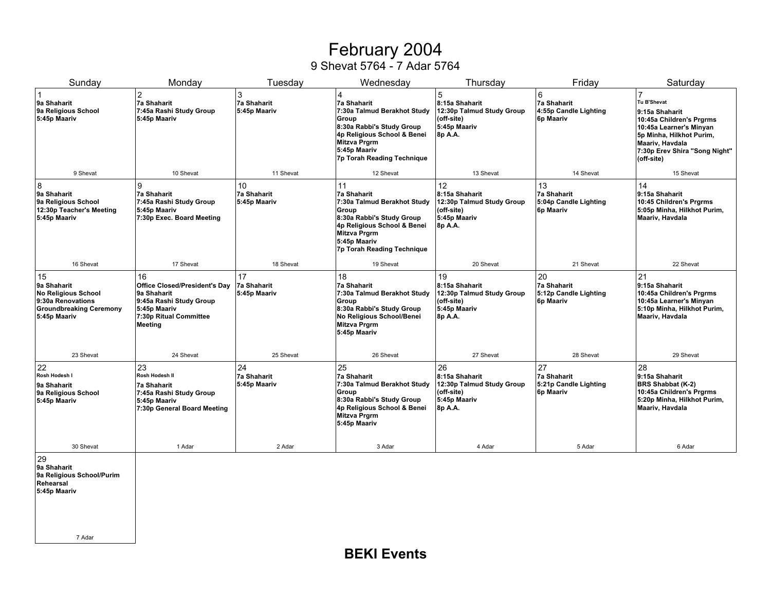# February 2004

9 Shevat 5764 - 7 Adar 5764

| Sunday | Monday | Tuesday | Wednesday | Thursday | Friday | Saturday |
| --- | --- | --- | --- | --- | --- | --- |
| 1<br>**9a Shaharit**<br>**9a Religious School**<br>**5:45p Maariv**<br>9 Shevat | 2<br>**7a Shaharit**<br>**7:45a Rashi Study Group**<br>**5:45p Maariv**<br>10 Shevat | 3<br>**7a Shaharit**<br>**5:45p Maariv**<br>11 Shevat | 4<br>**7a Shaharit**<br>**7:30a Talmud Berakhot Study Group**<br>**8:30a Rabbi's Study Group**<br>**4p Religious School & Benei Mitzva Prgrm**<br>**5:45p Maariv**<br>**7p Torah Reading Technique**<br>12 Shevat | 5<br>**8:15a Shaharit**<br>**12:30p Talmud Study Group (off-site)**<br>**5:45p Maariv**<br>**8p A.A.**<br>13 Shevat | 6<br>**7a Shaharit**<br>**4:55p Candle Lighting**<br>**6p Maariv**<br>14 Shevat | 7<br>**Tu B'Shevat**<br>**9:15a Shaharit**<br>**10:45a Children's Prgrms**<br>**10:45a Learner's Minyan**<br>**5p Minha, Hilkhot Purim, Maariv, Havdala**<br>**7:30p Erev Shira "Song Night" (off-site)**<br>15 Shevat |
| 8<br>**9a Shaharit**<br>**9a Religious School**<br>**12:30p Teacher's Meeting**<br>**5:45p Maariv**<br>16 Shevat | 9<br>**7a Shaharit**<br>**7:45a Rashi Study Group**<br>**5:45p Maariv**<br>**7:30p Exec. Board Meeting**<br>17 Shevat | 10<br>**7a Shaharit**<br>**5:45p Maariv**<br>18 Shevat | 11<br>**7a Shaharit**<br>**7:30a Talmud Berakhot Study Group**<br>**8:30a Rabbi's Study Group**<br>**4p Religious School & Benei Mitzva Prgrm**<br>**5:45p Maariv**<br>**7p Torah Reading Technique**<br>19 Shevat | 12<br>**8:15a Shaharit**<br>**12:30p Talmud Study Group (off-site)**<br>**5:45p Maariv**<br>**8p A.A.**<br>20 Shevat | 13<br>**7a Shaharit**<br>**5:04p Candle Lighting**<br>**6p Maariv**<br>21 Shevat | 14<br>**9:15a Shaharit**<br>**10:45 Children's Prgrms**<br>**5:05p Minha, Hilkhot Purim, Maariv, Havdala**<br>22 Shevat |
| 15<br>**9a Shaharit**<br>**No Religious School**<br>**9:30a Renovations Groundbreaking Ceremony**<br>**5:45p Maariv**<br>23 Shevat | 16<br>**Office Closed/President's Day**<br>**9a Shaharit**<br>**9:45a Rashi Study Group**<br>**5:45p Maariv**<br>**7:30p Ritual Committee Meeting**<br>24 Shevat | 17<br>**7a Shaharit**<br>**5:45p Maariv**<br>25 Shevat | 18<br>**7a Shaharit**<br>**7:30a Talmud Berakhot Study Group**<br>**8:30a Rabbi's Study Group**<br>**No Religious School/Benei Mitzva Prgrm**<br>**5:45p Maariv**<br>26 Shevat | 19<br>**8:15a Shaharit**<br>**12:30p Talmud Study Group (off-site)**<br>**5:45p Maariv**<br>**8p A.A.**<br>27 Shevat | 20<br>**7a Shaharit**<br>**5:12p Candle Lighting**<br>**6p Maariv**<br>28 Shevat | 21<br>**9:15a Shaharit**<br>**10:45a Children's Prgrms**<br>**10:45a Learner's Minyan**<br>**5:10p Minha, Hilkhot Purim, Maariv, Havdala**<br>29 Shevat |
| 22<br>**Rosh Hodesh I**<br>**9a Shaharit**<br>**9a Religious School**<br>**5:45p Maariv**<br>30 Shevat | 23<br>**Rosh Hodesh II**<br>**7a Shaharit**<br>**7:45a Rashi Study Group**<br>**5:45p Maariv**<br>**7:30p General Board Meeting**<br>1 Adar | 24<br>**7a Shaharit**<br>**5:45p Maariv**<br>2 Adar | 25<br>**7a Shaharit**<br>**7:30a Talmud Berakhot Study Group**<br>**8:30a Rabbi's Study Group**<br>**4p Religious School & Benei Mitzva Prgrm**<br>**5:45p Maariv**<br>3 Adar | 26<br>**8:15a Shaharit**<br>**12:30p Talmud Study Group (off-site)**<br>**5:45p Maariv**<br>**8p A.A.**<br>4 Adar | 27<br>**7a Shaharit**<br>**5:21p Candle Lighting**<br>**6p Maariv**<br>5 Adar | 28<br>**9:15a Shaharit**<br>**BRS Shabbat (K-2)**<br>**10:45a Children's Prgrms**<br>**5:20p Minha, Hilkhot Purim, Maariv, Havdala**<br>6 Adar |
| 29<br>**9a Shaharit**<br>**9a Religious School/Purim Rehearsal**<br>**5:45p Maariv**<br>7 Adar | | | | | | |

**BEKI Events**